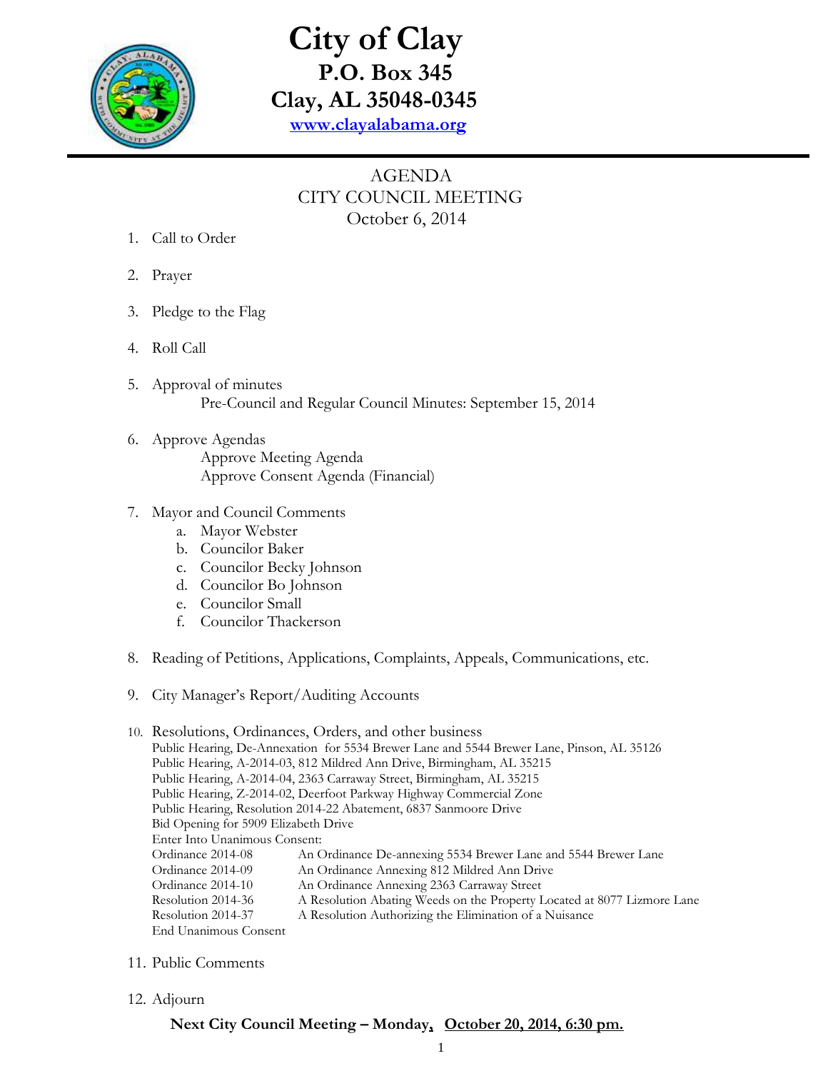# City of Clay

**P.O. Box 345**
**Clay, AL 35048-0345**
**www.clayalabama.org**

## AGENDA
## CITY COUNCIL MEETING
## October 6, 2014

1. Call to Order

2. Prayer

3. Pledge to the Flag

4. Roll Call

5. Approval of minutes
   Pre-Council and Regular Council Minutes: September 15, 2014

6. Approve Agendas
   Approve Meeting Agenda
   Approve Consent Agenda (Financial)

7. Mayor and Council Comments
   a. Mayor Webster
   b. Councilor Baker
   c. Councilor Becky Johnson
   d. Councilor Bo Johnson
   e. Councilor Small
   f. Councilor Thackerson

8. Reading of Petitions, Applications, Complaints, Appeals, Communications, etc.

9. City Manager's Report/Auditing Accounts

10. Resolutions, Ordinances, Orders, and other business
    Public Hearing, De-Annexation for 5534 Brewer Lane and 5544 Brewer Lane, Pinson, AL 35126
    Public Hearing, A-2014-03, 812 Mildred Ann Drive, Birmingham, AL 35215
    Public Hearing, A-2014-04, 2363 Carraway Street, Birmingham, AL 35215
    Public Hearing, Z-2014-02, Deerfoot Parkway Highway Commercial Zone
    Public Hearing, Resolution 2014-22 Abatement, 6837 Sanmoore Drive
    Bid Opening for 5909 Elizabeth Drive
    Enter Into Unanimous Consent:
    Ordinance 2014-08 — An Ordinance De-annexing 5534 Brewer Lane and 5544 Brewer Lane
    Ordinance 2014-09 — An Ordinance Annexing 812 Mildred Ann Drive
    Ordinance 2014-10 — An Ordinance Annexing 2363 Carraway Street
    Resolution 2014-36 — A Resolution Abating Weeds on the Property Located at 8077 Lizmore Lane
    Resolution 2014-37 — A Resolution Authorizing the Elimination of a Nuisance
    End Unanimous Consent

11. Public Comments

12. Adjourn

**Next City Council Meeting – Monday, October 20, 2014, 6:30 pm.**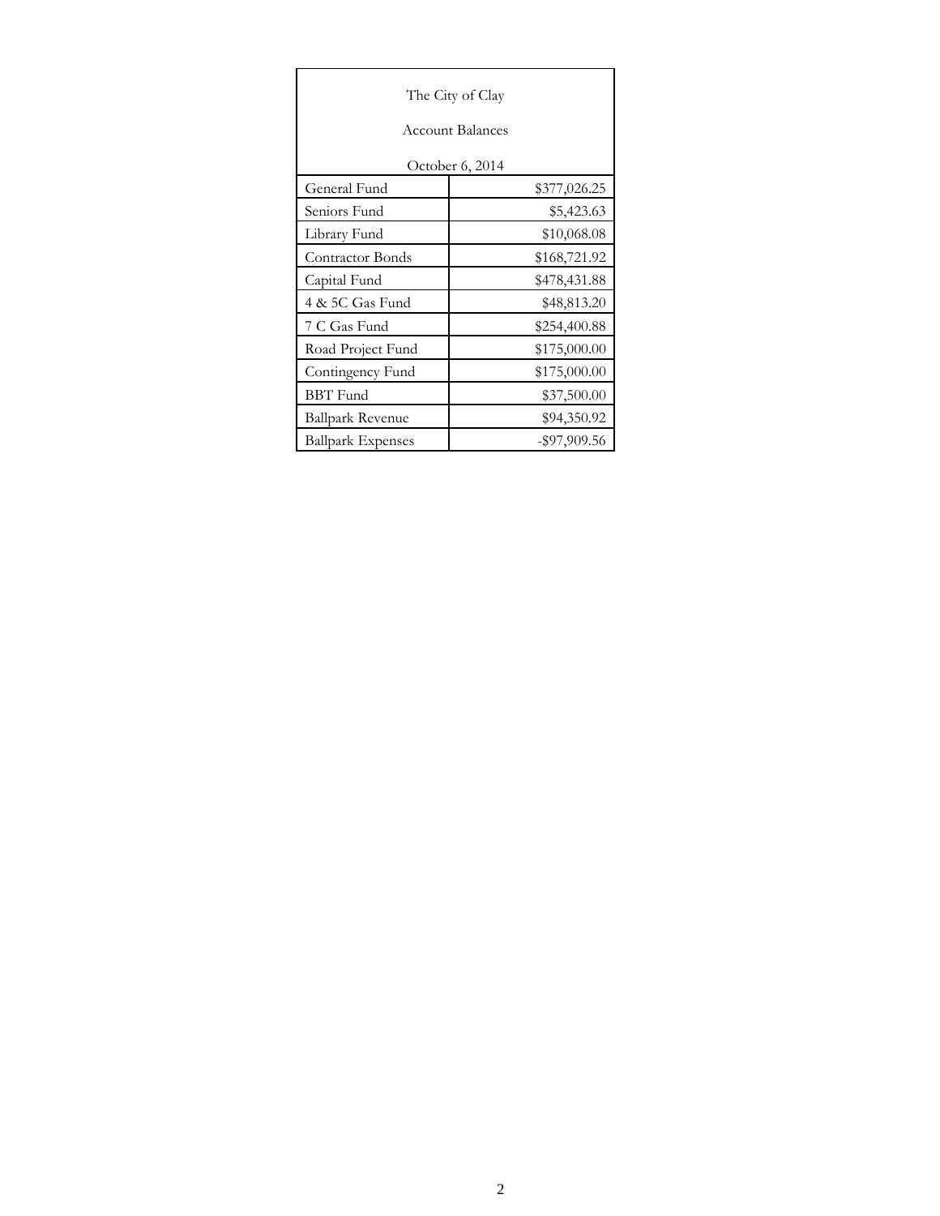The City of Clay

Account Balances

October 6, 2014

| | |
|---|---|
| General Fund | $377,026.25 |
| Seniors Fund | $5,423.63 |
| Library Fund | $10,068.08 |
| Contractor Bonds | $168,721.92 |
| Capital Fund | $478,431.88 |
| 4 & 5C Gas Fund | $48,813.20 |
| 7 C Gas Fund | $254,400.88 |
| Road Project Fund | $175,000.00 |
| Contingency Fund | $175,000.00 |
| BBT Fund | $37,500.00 |
| Ballpark Revenue | $94,350.92 |
| Ballpark Expenses | -$97,909.56 |